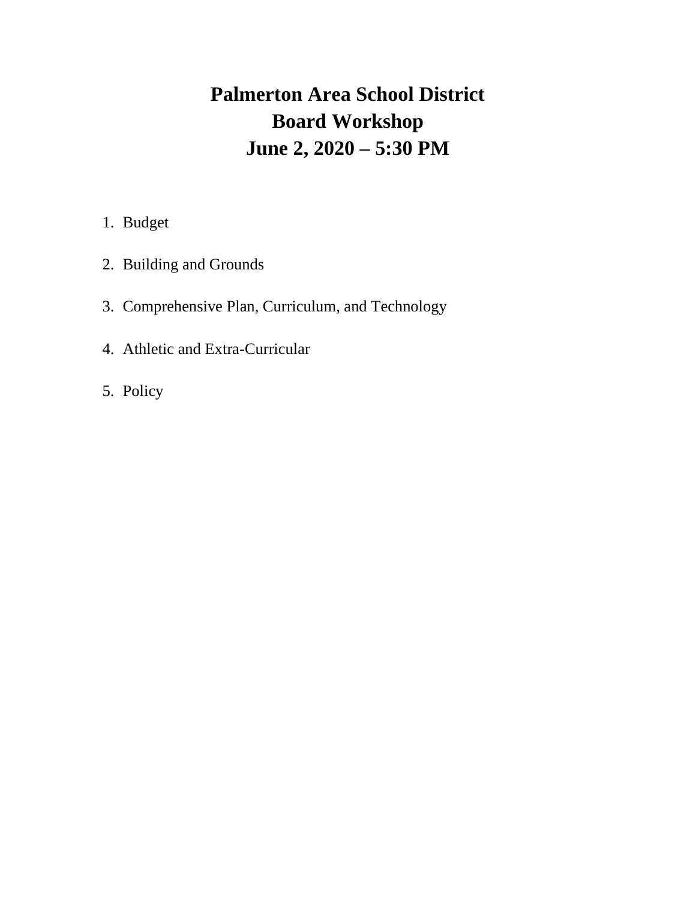# Palmerton Area School District
# Board Workshop
# June 2, 2020 – 5:30 PM

1. Budget
2. Building and Grounds
3. Comprehensive Plan, Curriculum, and Technology
4. Athletic and Extra-Curricular
5. Policy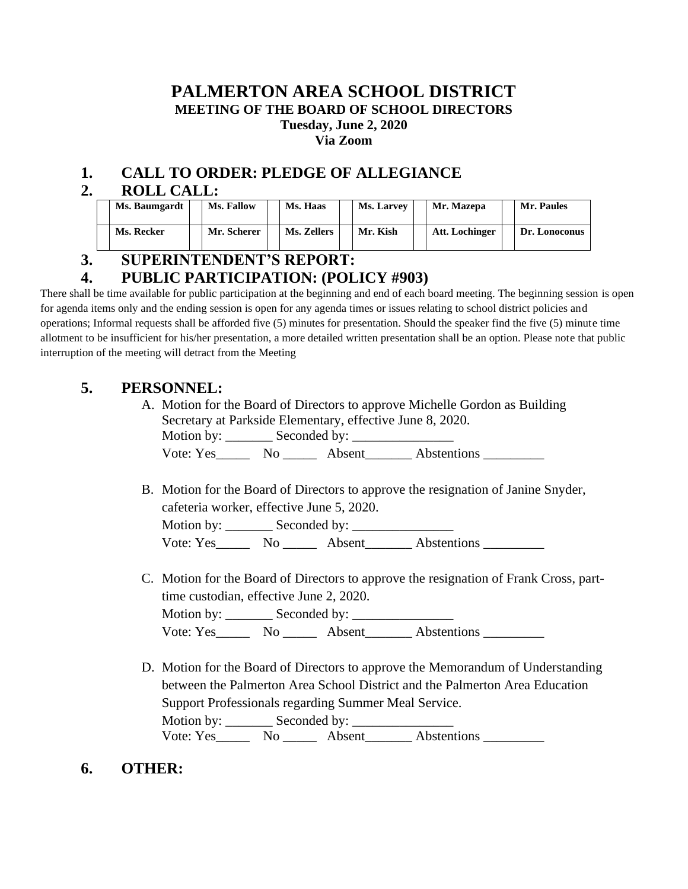# PALMERTON AREA SCHOOL DISTRICT

**MEETING OF THE BOARD OF SCHOOL DIRECTORS**

**Tuesday, June 2, 2020**

**Via Zoom**

## 1. CALL TO ORDER: PLEDGE OF ALLEGIANCE

## 2. ROLL CALL:

| | | | | | | | | | | | |
|---|---|---|---|---|---|---|---|---|---|---|---|
| | **Ms. Baumgardt** | | **Ms. Fallow** | | **Ms. Haas** | | **Ms. Larvey** | | **Mr. Mazepa** | | **Mr. Paules** |
| | **Ms. Recker** | | **Mr. Scherer** | | **Ms. Zellers** | | **Mr. Kish** | | **Att. Lochinger** | | **Dr. Lonoconus** |

## 3. SUPERINTENDENT'S REPORT:

## 4. PUBLIC PARTICIPATION: (POLICY #903)

There shall be time available for public participation at the beginning and end of each board meeting. The beginning session is open for agenda items only and the ending session is open for any agenda times or issues relating to school district policies and operations; Informal requests shall be afforded five (5) minutes for presentation. Should the speaker find the five (5) minute time allotment to be insufficient for his/her presentation, a more detailed written presentation shall be an option. Please note that public interruption of the meeting will detract from the Meeting

## 5. PERSONNEL:

A. Motion for the Board of Directors to approve Michelle Gordon as Building Secretary at Parkside Elementary, effective June 8, 2020.

Motion by: _______ Seconded by: _______________

Vote: Yes_____ No _____ Absent_______ Abstentions _________

B. Motion for the Board of Directors to approve the resignation of Janine Snyder, cafeteria worker, effective June 5, 2020.

Motion by: _______ Seconded by: _______________

Vote: Yes_____ No _____ Absent_______ Abstentions _________

C. Motion for the Board of Directors to approve the resignation of Frank Cross, part-time custodian, effective June 2, 2020.

Motion by: _______ Seconded by: _______________

Vote: Yes_____ No _____ Absent_______ Abstentions _________

D. Motion for the Board of Directors to approve the Memorandum of Understanding between the Palmerton Area School District and the Palmerton Area Education Support Professionals regarding Summer Meal Service.

Motion by: _______ Seconded by: _______________

Vote: Yes_____ No _____ Absent_______ Abstentions _________

## 6. OTHER: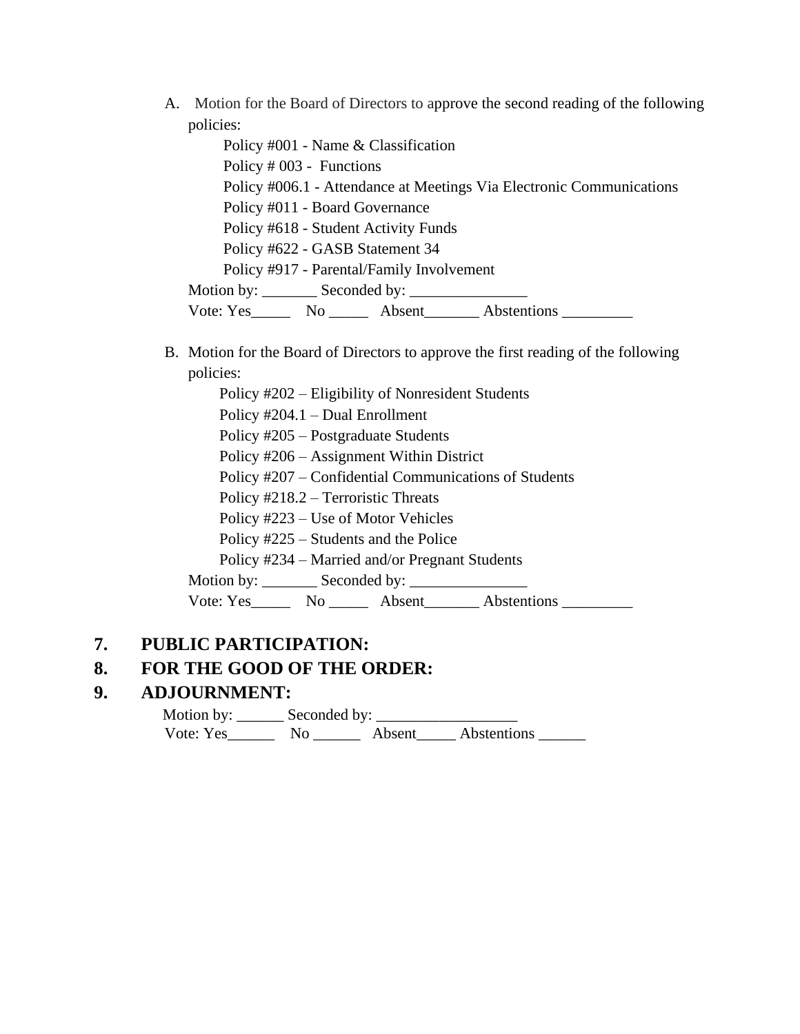A. Motion for the Board of Directors to approve the second reading of the following policies:

Policy #001 - Name & Classification
Policy # 003 - Functions
Policy #006.1 - Attendance at Meetings Via Electronic Communications
Policy #011 - Board Governance
Policy #618 - Student Activity Funds
Policy #622 - GASB Statement 34
Policy #917 - Parental/Family Involvement

Motion by: _______ Seconded by: _______________
Vote: Yes_____ No _____ Absent_______ Abstentions _________

B. Motion for the Board of Directors to approve the first reading of the following policies:

Policy #202 – Eligibility of Nonresident Students
Policy #204.1 – Dual Enrollment
Policy #205 – Postgraduate Students
Policy #206 – Assignment Within District
Policy #207 – Confidential Communications of Students
Policy #218.2 – Terroristic Threats
Policy #223 – Use of Motor Vehicles
Policy #225 – Students and the Police
Policy #234 – Married and/or Pregnant Students

Motion by: _______ Seconded by: _______________
Vote: Yes_____ No _____ Absent_______ Abstentions _________

## 7. PUBLIC PARTICIPATION:

## 8. FOR THE GOOD OF THE ORDER:

## 9. ADJOURNMENT:

Motion by: ______ Seconded by: __________________
Vote: Yes______ No ______ Absent_____ Abstentions ______